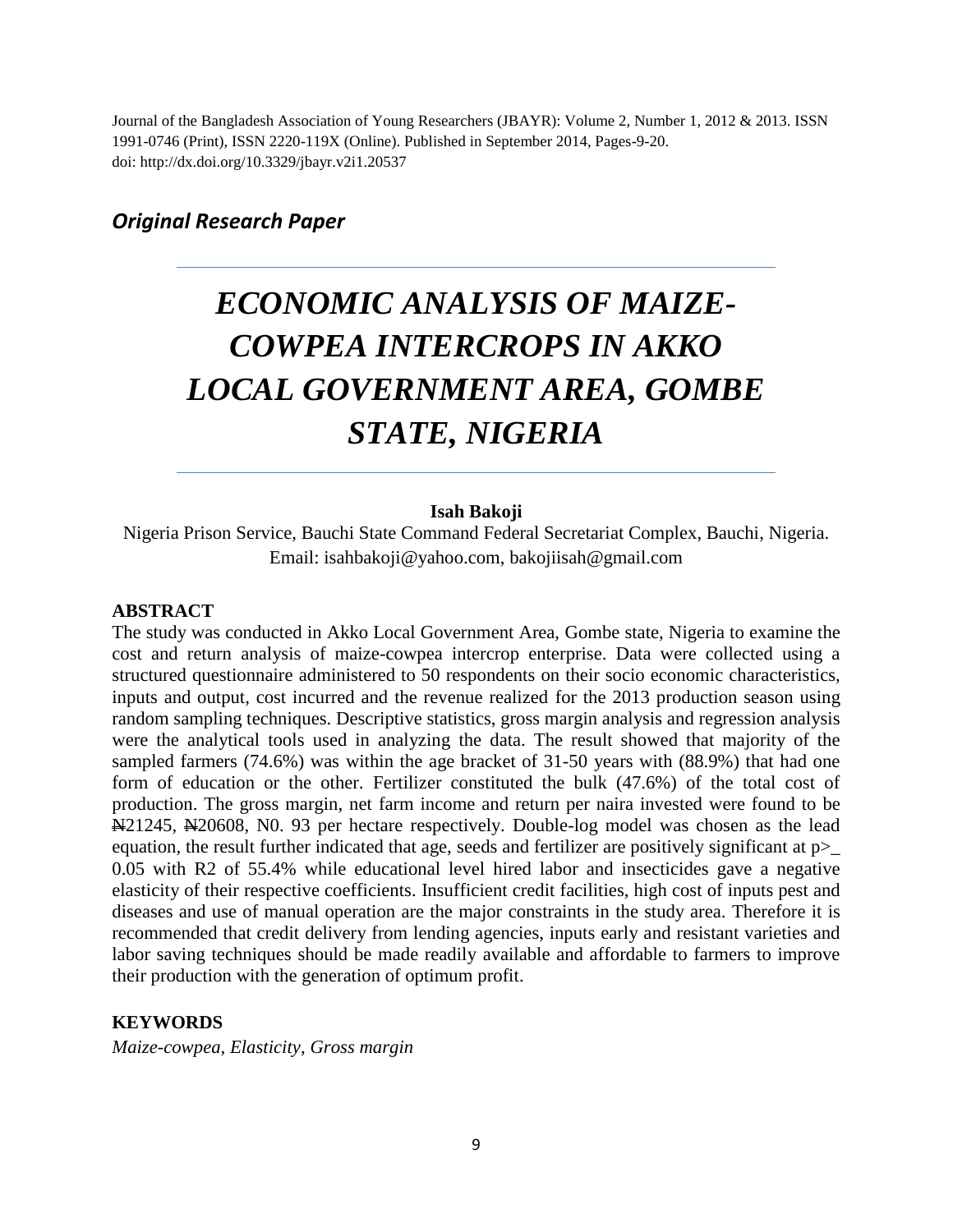Journal of the Bangladesh Association of Young Researchers (JBAYR): Volume 2, Number 1, 2012 & 2013. ISSN 1991-0746 (Print), ISSN 2220-119X (Online). Published in September 2014, Pages-9-20.
doi: http://dx.doi.org/10.3329/jbayr.v2i1.20537

***Original Research Paper***

# *ECONOMIC ANALYSIS OF MAIZE-COWPEA INTERCROPS IN AKKO LOCAL GOVERNMENT AREA, GOMBE STATE, NIGERIA*

**Isah Bakoji**

Nigeria Prison Service, Bauchi State Command Federal Secretariat Complex, Bauchi, Nigeria.
Email: isahbakoji@yahoo.com, bakojiisah@gmail.com

## ABSTRACT

The study was conducted in Akko Local Government Area, Gombe state, Nigeria to examine the cost and return analysis of maize-cowpea intercrop enterprise. Data were collected using a structured questionnaire administered to 50 respondents on their socio economic characteristics, inputs and output, cost incurred and the revenue realized for the 2013 production season using random sampling techniques. Descriptive statistics, gross margin analysis and regression analysis were the analytical tools used in analyzing the data. The result showed that majority of the sampled farmers (74.6%) was within the age bracket of 31-50 years with (88.9%) that had one form of education or the other. Fertilizer constituted the bulk (47.6%) of the total cost of production. The gross margin, net farm income and return per naira invested were found to be ₦21245, ₦20608, N0. 93 per hectare respectively. Double-log model was chosen as the lead equation, the result further indicated that age, seeds and fertilizer are positively significant at p>_ 0.05 with R2 of 55.4% while educational level hired labor and insecticides gave a negative elasticity of their respective coefficients. Insufficient credit facilities, high cost of inputs pest and diseases and use of manual operation are the major constraints in the study area. Therefore it is recommended that credit delivery from lending agencies, inputs early and resistant varieties and labor saving techniques should be made readily available and affordable to farmers to improve their production with the generation of optimum profit.

## KEYWORDS

*Maize-cowpea, Elasticity, Gross margin*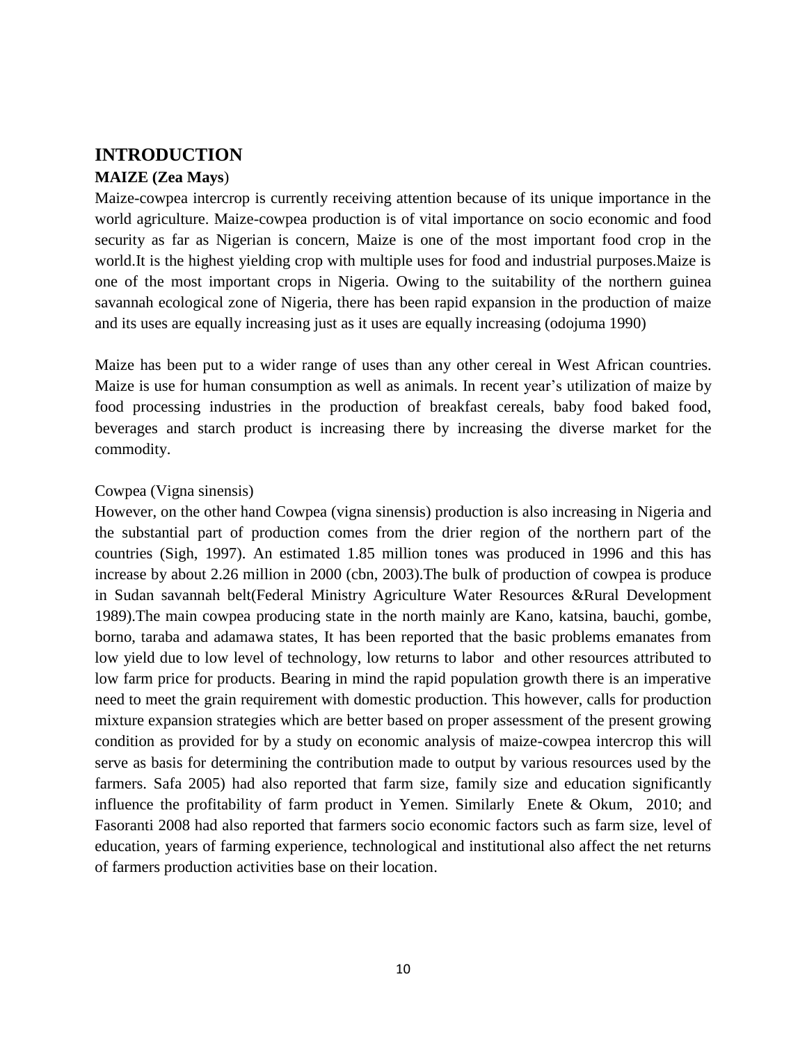## INTRODUCTION

### MAIZE (Zea Mays)

Maize-cowpea intercrop is currently receiving attention because of its unique importance in the world agriculture. Maize-cowpea production is of vital importance on socio economic and food security as far as Nigerian is concern, Maize is one of the most important food crop in the world.It is the highest yielding crop with multiple uses for food and industrial purposes.Maize is one of the most important crops in Nigeria. Owing to the suitability of the northern guinea savannah ecological zone of Nigeria, there has been rapid expansion in the production of maize and its uses are equally increasing just as it uses are equally increasing (odojuma 1990)

Maize has been put to a wider range of uses than any other cereal in West African countries. Maize is use for human consumption as well as animals. In recent year's utilization of maize by food processing industries in the production of breakfast cereals, baby food baked food, beverages and starch product is increasing there by increasing the diverse market for the commodity.

Cowpea (Vigna sinensis)

However, on the other hand Cowpea (vigna sinensis) production is also increasing in Nigeria and the substantial part of production comes from the drier region of the northern part of the countries (Sigh, 1997). An estimated 1.85 million tones was produced in 1996 and this has increase by about 2.26 million in 2000 (cbn, 2003).The bulk of production of cowpea is produce in Sudan savannah belt(Federal Ministry Agriculture Water Resources &Rural Development 1989).The main cowpea producing state in the north mainly are Kano, katsina, bauchi, gombe, borno, taraba and adamawa states, It has been reported that the basic problems emanates from low yield due to low level of technology, low returns to labor and other resources attributed to low farm price for products. Bearing in mind the rapid population growth there is an imperative need to meet the grain requirement with domestic production. This however, calls for production mixture expansion strategies which are better based on proper assessment of the present growing condition as provided for by a study on economic analysis of maize-cowpea intercrop this will serve as basis for determining the contribution made to output by various resources used by the farmers. Safa 2005) had also reported that farm size, family size and education significantly influence the profitability of farm product in Yemen. Similarly Enete & Okum, 2010; and Fasoranti 2008 had also reported that farmers socio economic factors such as farm size, level of education, years of farming experience, technological and institutional also affect the net returns of farmers production activities base on their location.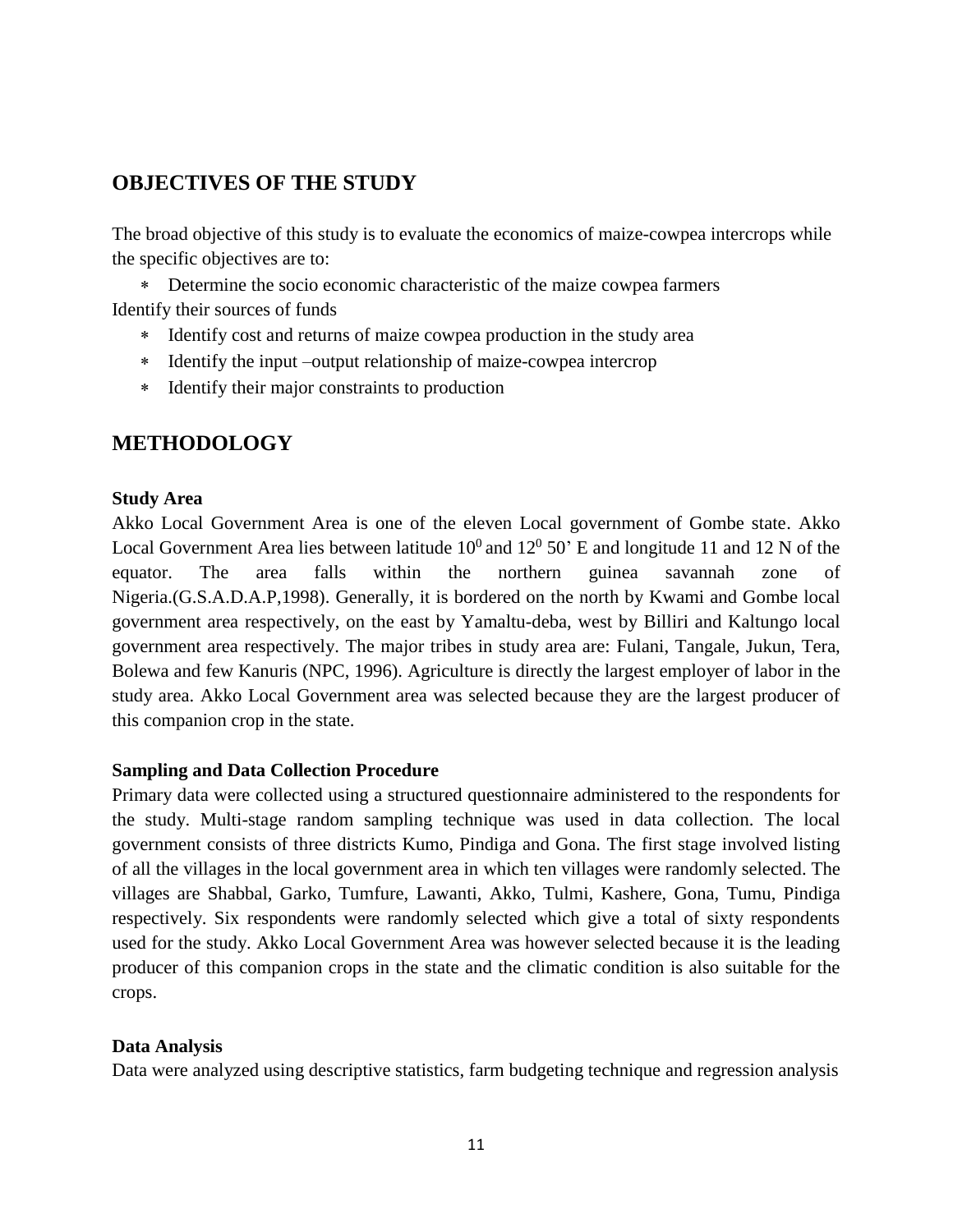## OBJECTIVES OF THE STUDY

The broad objective of this study is to evaluate the economics of maize-cowpea intercrops while the specific objectives are to:

* Determine the socio economic characteristic of the maize cowpea farmers

Identify their sources of funds

* Identify cost and returns of maize cowpea production in the study area
* Identify the input –output relationship of maize-cowpea intercrop
* Identify their major constraints to production

## METHODOLOGY

**Study Area**

Akko Local Government Area is one of the eleven Local government of Gombe state. Akko Local Government Area lies between latitude $10^0$ and $12^0$ 50' E and longitude 11 and 12 N of the equator. The area falls within the northern guinea savannah zone of Nigeria.(G.S.A.D.A.P,1998). Generally, it is bordered on the north by Kwami and Gombe local government area respectively, on the east by Yamaltu-deba, west by Billiri and Kaltungo local government area respectively. The major tribes in study area are: Fulani, Tangale, Jukun, Tera, Bolewa and few Kanuris (NPC, 1996). Agriculture is directly the largest employer of labor in the study area. Akko Local Government area was selected because they are the largest producer of this companion crop in the state.

**Sampling and Data Collection Procedure**

Primary data were collected using a structured questionnaire administered to the respondents for the study. Multi-stage random sampling technique was used in data collection. The local government consists of three districts Kumo, Pindiga and Gona. The first stage involved listing of all the villages in the local government area in which ten villages were randomly selected. The villages are Shabbal, Garko, Tumfure, Lawanti, Akko, Tulmi, Kashere, Gona, Tumu, Pindiga respectively. Six respondents were randomly selected which give a total of sixty respondents used for the study. Akko Local Government Area was however selected because it is the leading producer of this companion crops in the state and the climatic condition is also suitable for the crops.

**Data Analysis**

Data were analyzed using descriptive statistics, farm budgeting technique and regression analysis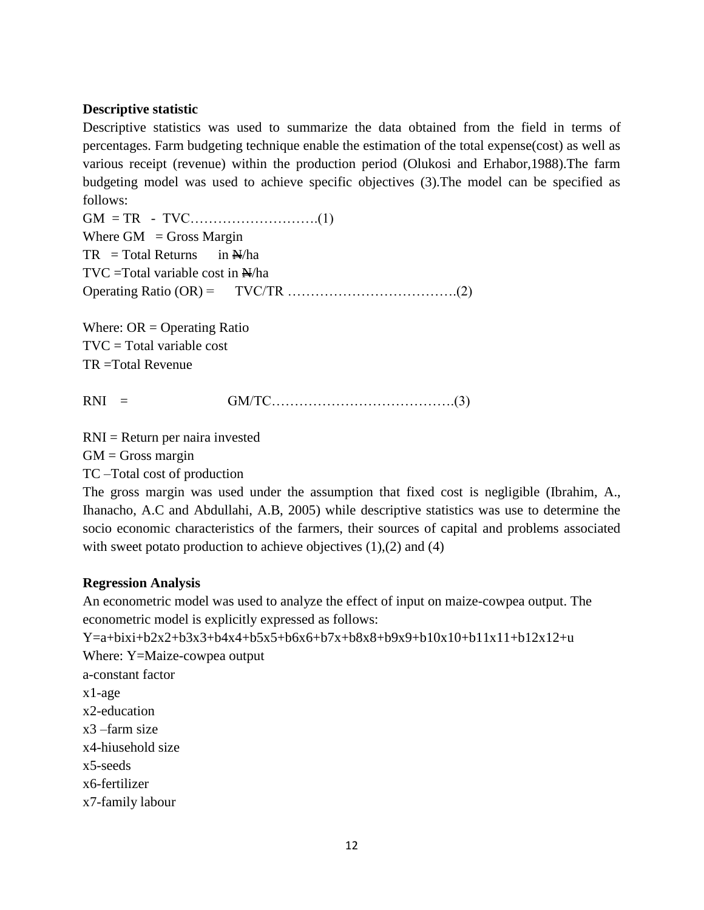**Descriptive statistic**

Descriptive statistics was used to summarize the data obtained from the field in terms of percentages. Farm budgeting technique enable the estimation of the total expense(cost) as well as various receipt (revenue) within the production period (Olukosi and Erhabor,1988).The farm budgeting model was used to achieve specific objectives (3).The model can be specified as follows:

GM = TR - TVC……………………….(1)

Where GM = Gross Margin

TR = Total Returns in ₦/ha

TVC =Total variable cost in ₦/ha

Operating Ratio (OR) = TVC/TR ……………………………….(2)

Where: OR = Operating Ratio

TVC = Total variable cost

TR =Total Revenue

RNI = GM/TC………………………………….(3)

RNI = Return per naira invested

GM = Gross margin

TC –Total cost of production

The gross margin was used under the assumption that fixed cost is negligible (Ibrahim, A., Ihanacho, A.C and Abdullahi, A.B, 2005) while descriptive statistics was use to determine the socio economic characteristics of the farmers, their sources of capital and problems associated with sweet potato production to achieve objectives (1),(2) and (4)

**Regression Analysis**

An econometric model was used to analyze the effect of input on maize-cowpea output. The econometric model is explicitly expressed as follows:

$$Y=a+bixi+b2x2+b3x3+b4x4+b5x5+b6x6+b7x+b8x8+b9x9+b10x10+b11x11+b12x12+u$$

Where: Y=Maize-cowpea output

a-constant factor

x1-age

x2-education

x3 –farm size

x4-hiusehold size

x5-seeds

x6-fertilizer

x7-family labour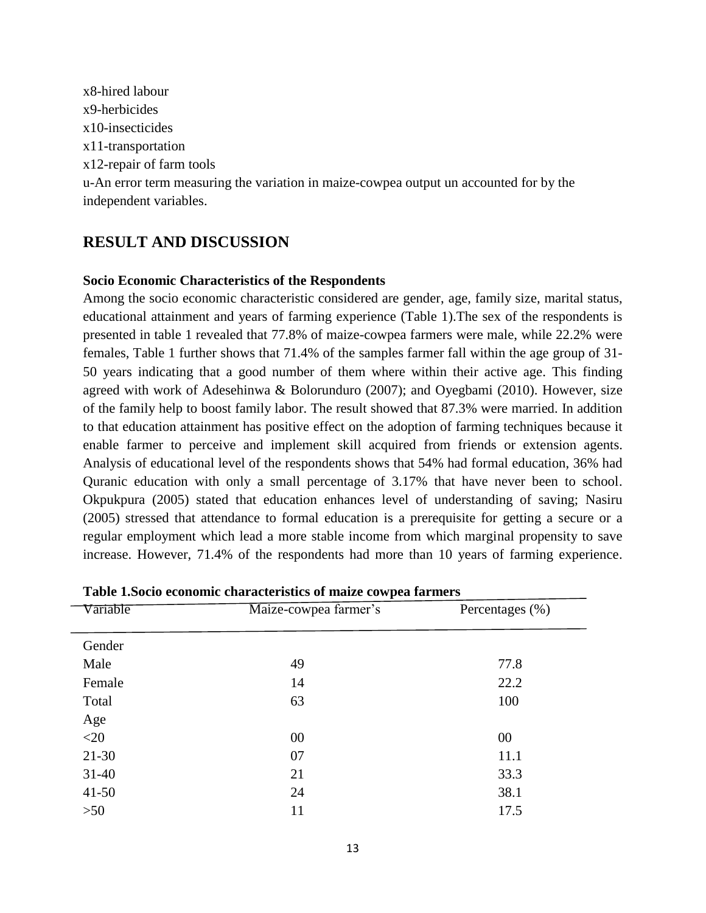x8-hired labour  
x9-herbicides  
x10-insecticides  
x11-transportation  
x12-repair of farm tools  
u-An error term measuring the variation in maize-cowpea output un accounted for by the independent variables.

## RESULT AND DISCUSSION

### Socio Economic Characteristics of the Respondents

Among the socio economic characteristic considered are gender, age, family size, marital status, educational attainment and years of farming experience (Table 1).The sex of the respondents is presented in table 1 revealed that 77.8% of maize-cowpea farmers were male, while 22.2% were females, Table 1 further shows that 71.4% of the samples farmer fall within the age group of 31-50 years indicating that a good number of them where within their active age. This finding agreed with work of Adesehinwa & Bolorunduro (2007); and Oyegbami (2010). However, size of the family help to boost family labor. The result showed that 87.3% were married. In addition to that education attainment has positive effect on the adoption of farming techniques because it enable farmer to perceive and implement skill acquired from friends or extension agents. Analysis of educational level of the respondents shows that 54% had formal education, 36% had Quranic education with only a small percentage of 3.17% that have never been to school. Okpukpura (2005) stated that education enhances level of understanding of saving; Nasiru (2005) stressed that attendance to formal education is a prerequisite for getting a secure or a regular employment which lead a more stable income from which marginal propensity to save increase. However, 71.4% of the respondents had more than 10 years of farming experience.

**Table 1.Socio economic characteristics of maize cowpea farmers**

| Variable | Maize-cowpea farmer's | Percentages (%) |
|---|---|---|
| Gender | | |
| Male | 49 | 77.8 |
| Female | 14 | 22.2 |
| Total | 63 | 100 |
| Age | | |
| <20 | 00 | 00 |
| 21-30 | 07 | 11.1 |
| 31-40 | 21 | 33.3 |
| 41-50 | 24 | 38.1 |
| >50 | 11 | 17.5 |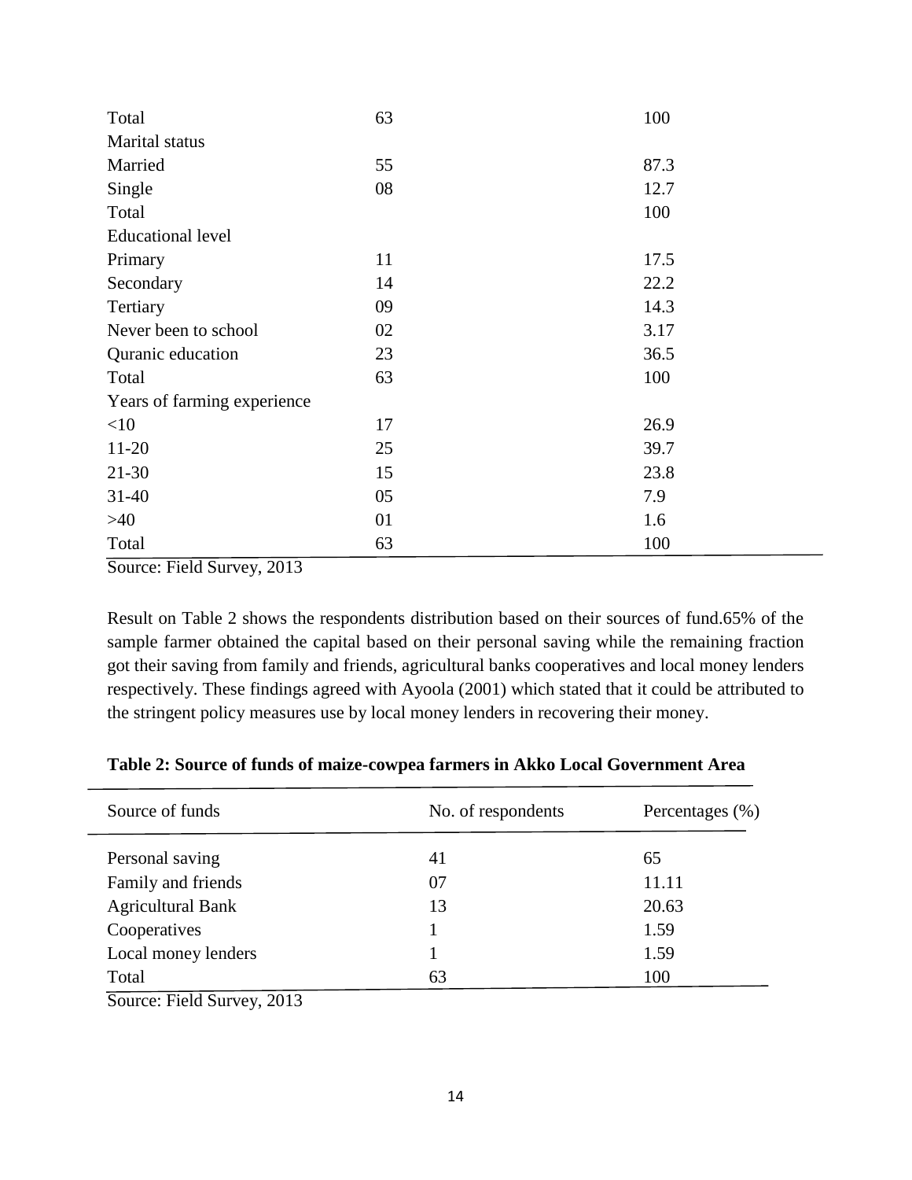| | | |
|---|---|---|
| Total | 63 | 100 |
| Marital status | | |
| Married | 55 | 87.3 |
| Single | 08 | 12.7 |
| Total | | 100 |
| Educational level | | |
| Primary | 11 | 17.5 |
| Secondary | 14 | 22.2 |
| Tertiary | 09 | 14.3 |
| Never been to school | 02 | 3.17 |
| Quranic education | 23 | 36.5 |
| Total | 63 | 100 |
| Years of farming experience | | |
| <10 | 17 | 26.9 |
| 11-20 | 25 | 39.7 |
| 21-30 | 15 | 23.8 |
| 31-40 | 05 | 7.9 |
| >40 | 01 | 1.6 |
| Total | 63 | 100 |

Source: Field Survey, 2013

Result on Table 2 shows the respondents distribution based on their sources of fund.65% of the sample farmer obtained the capital based on their personal saving while the remaining fraction got their saving from family and friends, agricultural banks cooperatives and local money lenders respectively. These findings agreed with Ayoola (2001) which stated that it could be attributed to the stringent policy measures use by local money lenders in recovering their money.

**Table 2: Source of funds of maize-cowpea farmers in Akko Local Government Area**

| Source of funds | No. of respondents | Percentages (%) |
|---|---|---|
| Personal saving | 41 | 65 |
| Family and friends | 07 | 11.11 |
| Agricultural Bank | 13 | 20.63 |
| Cooperatives | 1 | 1.59 |
| Local money lenders | 1 | 1.59 |
| Total | 63 | 100 |

Source: Field Survey, 2013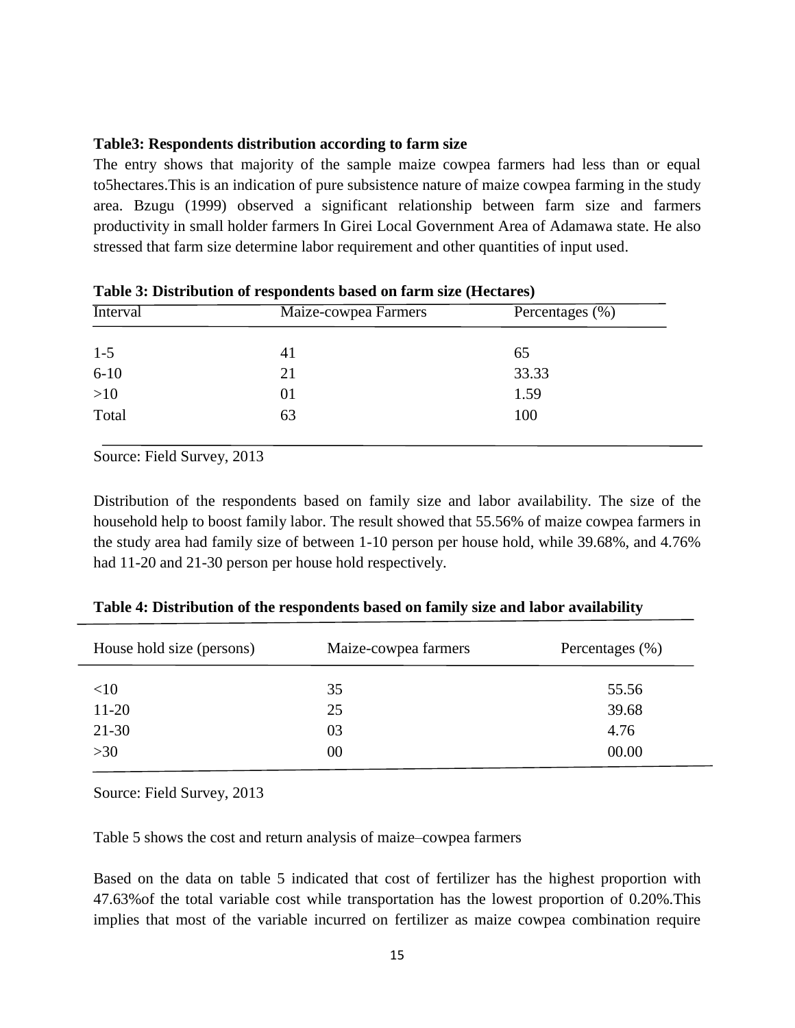**Table3: Respondents distribution according to farm size**

The entry shows that majority of the sample maize cowpea farmers had less than or equal to5hectares.This is an indication of pure subsistence nature of maize cowpea farming in the study area. Bzugu (1999) observed a significant relationship between farm size and farmers productivity in small holder farmers In Girei Local Government Area of Adamawa state. He also stressed that farm size determine labor requirement and other quantities of input used.

**Table 3: Distribution of respondents based on farm size (Hectares)**

| Interval | Maize-cowpea Farmers | Percentages (%) |
|---|---|---|
| 1-5 | 41 | 65 |
| 6-10 | 21 | 33.33 |
| >10 | 01 | 1.59 |
| Total | 63 | 100 |

Source: Field Survey, 2013

Distribution of the respondents based on family size and labor availability. The size of the household help to boost family labor. The result showed that 55.56% of maize cowpea farmers in the study area had family size of between 1-10 person per house hold, while 39.68%, and 4.76% had 11-20 and 21-30 person per house hold respectively.

**Table 4: Distribution of the respondents based on family size and labor availability**

| House hold size (persons) | Maize-cowpea farmers | Percentages (%) |
|---|---|---|
| <10 | 35 | 55.56 |
| 11-20 | 25 | 39.68 |
| 21-30 | 03 | 4.76 |
| >30 | 00 | 00.00 |

Source: Field Survey, 2013

Table 5 shows the cost and return analysis of maize–cowpea farmers

Based on the data on table 5 indicated that cost of fertilizer has the highest proportion with 47.63%of the total variable cost while transportation has the lowest proportion of 0.20%.This implies that most of the variable incurred on fertilizer as maize cowpea combination require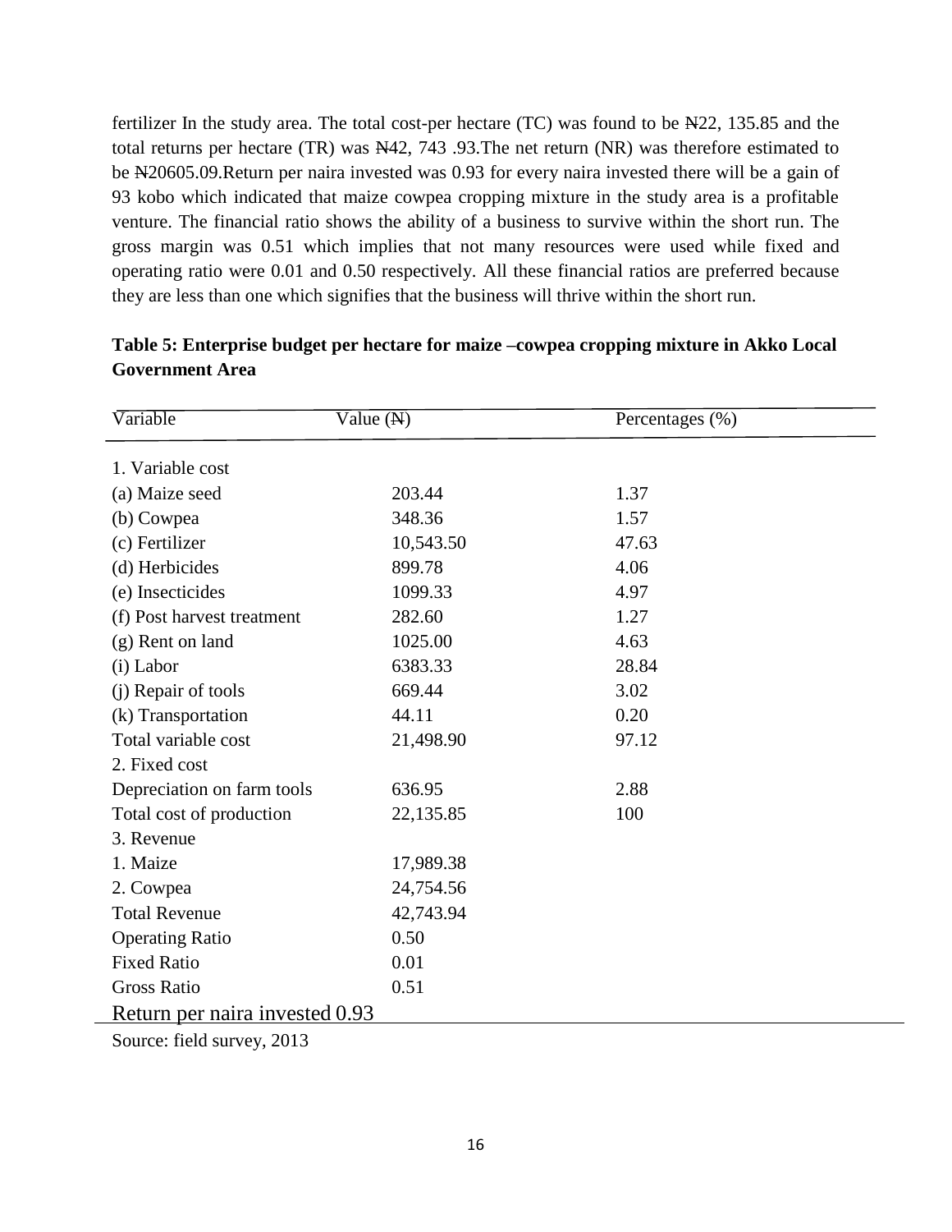fertilizer In the study area. The total cost-per hectare (TC) was found to be ₦22, 135.85 and the total returns per hectare (TR) was ₦42, 743 .93.The net return (NR) was therefore estimated to be ₦20605.09.Return per naira invested was 0.93 for every naira invested there will be a gain of 93 kobo which indicated that maize cowpea cropping mixture in the study area is a profitable venture. The financial ratio shows the ability of a business to survive within the short run. The gross margin was 0.51 which implies that not many resources were used while fixed and operating ratio were 0.01 and 0.50 respectively. All these financial ratios are preferred because they are less than one which signifies that the business will thrive within the short run.

**Table 5: Enterprise budget per hectare for maize –cowpea cropping mixture in Akko Local Government Area**

| Variable | Value (₦) | Percentages (%) |
|---|---|---|
| 1. Variable cost | | |
| (a) Maize seed | 203.44 | 1.37 |
| (b) Cowpea | 348.36 | 1.57 |
| (c) Fertilizer | 10,543.50 | 47.63 |
| (d) Herbicides | 899.78 | 4.06 |
| (e) Insecticides | 1099.33 | 4.97 |
| (f) Post harvest treatment | 282.60 | 1.27 |
| (g) Rent on land | 1025.00 | 4.63 |
| (i) Labor | 6383.33 | 28.84 |
| (j) Repair of tools | 669.44 | 3.02 |
| (k) Transportation | 44.11 | 0.20 |
| Total variable cost | 21,498.90 | 97.12 |
| 2. Fixed cost | | |
| Depreciation on farm tools | 636.95 | 2.88 |
| Total cost of production | 22,135.85 | 100 |
| 3. Revenue | | |
| 1. Maize | 17,989.38 | |
| 2. Cowpea | 24,754.56 | |
| Total Revenue | 42,743.94 | |
| Operating Ratio | 0.50 | |
| Fixed Ratio | 0.01 | |
| Gross Ratio | 0.51 | |
| Return per naira invested | 0.93 | |

Source: field survey, 2013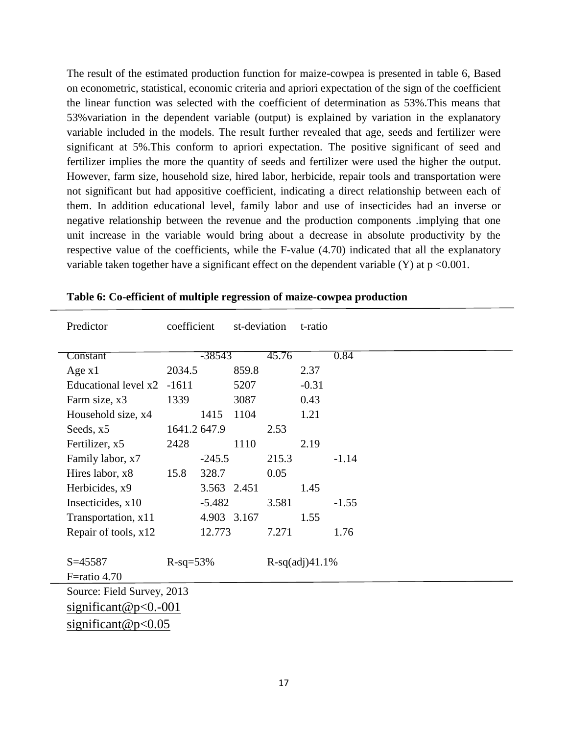The result of the estimated production function for maize-cowpea is presented in table 6, Based on econometric, statistical, economic criteria and apriori expectation of the sign of the coefficient the linear function was selected with the coefficient of determination as 53%.This means that 53%variation in the dependent variable (output) is explained by variation in the explanatory variable included in the models. The result further revealed that age, seeds and fertilizer were significant at 5%.This conform to apriori expectation. The positive significant of seed and fertilizer implies the more the quantity of seeds and fertilizer were used the higher the output. However, farm size, household size, hired labor, herbicide, repair tools and transportation were not significant but had appositive coefficient, indicating a direct relationship between each of them. In addition educational level, family labor and use of insecticides had an inverse or negative relationship between the revenue and the production components .implying that one unit increase in the variable would bring about a decrease in absolute productivity by the respective value of the coefficients, while the F-value (4.70) indicated that all the explanatory variable taken together have a significant effect on the dependent variable (Y) at p <0.001.

**Table 6: Co-efficient of multiple regression of maize-cowpea production**

| Predictor | coefficient | st-deviation | t-ratio |
|---|---|---|---|
| Constant | -38543 | 45.76 | 0.84 |
| Age x1 | 2034.5 | 859.8 | 2.37 |
| Educational level x2 | -1611 | 5207 | -0.31 |
| Farm size, x3 | 1339 | 3087 | 0.43 |
| Household size, x4 | 1415 | 1104 | 1.21 |
| Seeds, x5 | 1641.2 | 647.9 | 2.53 |
| Fertilizer, x5 | 2428 | 1110 | 2.19 |
| Family labor, x7 | -245.5 | 215.3 | -1.14 |
| Hires labor, x8 | 15.8 | 328.7 | 0.05 |
| Herbicides, x9 | 3.563 | 2.451 | 1.45 |
| Insecticides, x10 | -5.482 | 3.581 | -1.55 |
| Transportation, x11 | 4.903 | 3.167 | 1.55 |
| Repair of tools, x12 | 12.773 | 7.271 | 1.76 |
| S=45587 | R-sq=53% | R-sq(adj)41.1% | |
| F=ratio 4.70 | | | |

Source: Field Survey, 2013

significant@p<0.-001

significant@p<0.05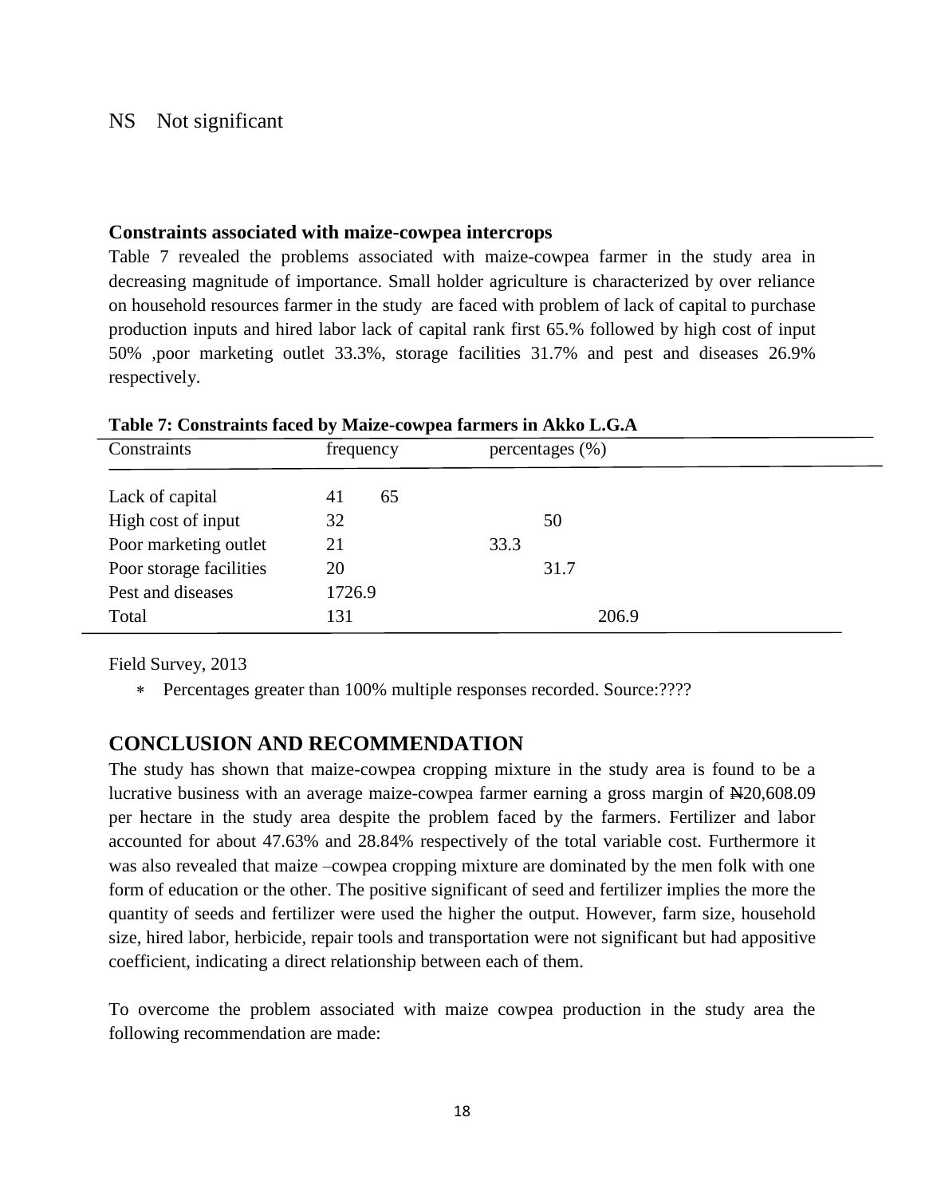NS Not significant

**Constraints associated with maize-cowpea intercrops**

Table 7 revealed the problems associated with maize-cowpea farmer in the study area in decreasing magnitude of importance. Small holder agriculture is characterized by over reliance on household resources farmer in the study are faced with problem of lack of capital to purchase production inputs and hired labor lack of capital rank first 65.% followed by high cost of input 50% ,poor marketing outlet 33.3%, storage facilities 31.7% and pest and diseases 26.9% respectively.

**Table 7: Constraints faced by Maize-cowpea farmers in Akko L.G.A**

| Constraints | frequency | percentages (%) |
|---|---|---|
| Lack of capital | 41 65 | |
| High cost of input | 32 | 50 |
| Poor marketing outlet | 21 | 33.3 |
| Poor storage facilities | 20 | 31.7 |
| Pest and diseases | 1726.9 | |
| Total | 131 | 206.9 |

Field Survey, 2013

- Percentages greater than 100% multiple responses recorded. Source:????

## CONCLUSION AND RECOMMENDATION

The study has shown that maize-cowpea cropping mixture in the study area is found to be a lucrative business with an average maize-cowpea farmer earning a gross margin of ₦20,608.09 per hectare in the study area despite the problem faced by the farmers. Fertilizer and labor accounted for about 47.63% and 28.84% respectively of the total variable cost. Furthermore it was also revealed that maize –cowpea cropping mixture are dominated by the men folk with one form of education or the other. The positive significant of seed and fertilizer implies the more the quantity of seeds and fertilizer were used the higher the output. However, farm size, household size, hired labor, herbicide, repair tools and transportation were not significant but had appositive coefficient, indicating a direct relationship between each of them.

To overcome the problem associated with maize cowpea production in the study area the following recommendation are made: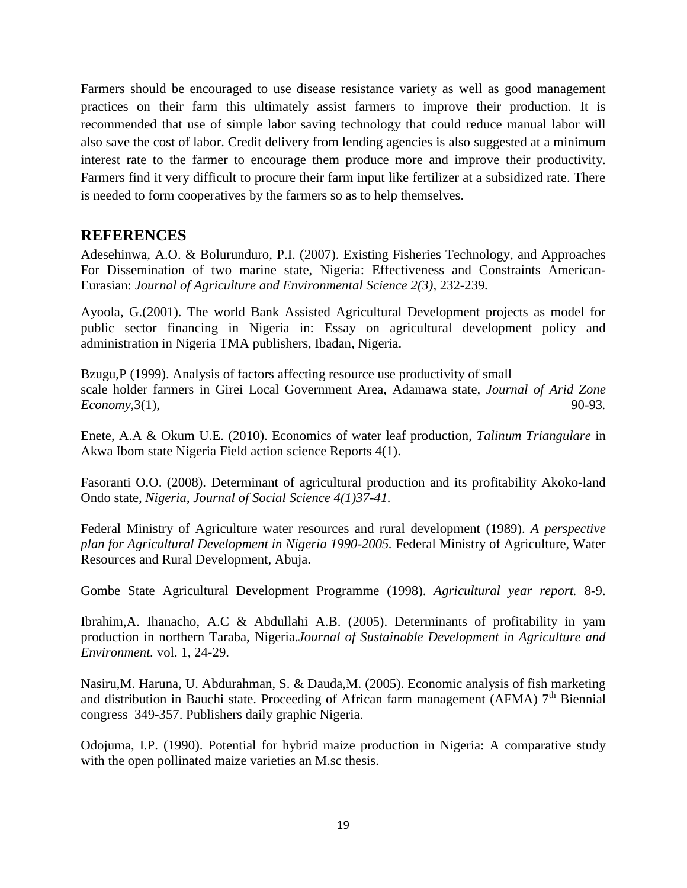Farmers should be encouraged to use disease resistance variety as well as good management practices on their farm this ultimately assist farmers to improve their production. It is recommended that use of simple labor saving technology that could reduce manual labor will also save the cost of labor. Credit delivery from lending agencies is also suggested at a minimum interest rate to the farmer to encourage them produce more and improve their productivity. Farmers find it very difficult to procure their farm input like fertilizer at a subsidized rate. There is needed to form cooperatives by the farmers so as to help themselves.

## REFERENCES

Adesehinwa, A.O. & Bolurunduro, P.I. (2007). Existing Fisheries Technology, and Approaches For Dissemination of two marine state, Nigeria: Effectiveness and Constraints American-Eurasian: *Journal of Agriculture and Environmental Science 2(3),* 232-239.

Ayoola, G.(2001). The world Bank Assisted Agricultural Development projects as model for public sector financing in Nigeria in: Essay on agricultural development policy and administration in Nigeria TMA publishers, Ibadan, Nigeria.

Bzugu,P (1999). Analysis of factors affecting resource use productivity of small scale holder farmers in Girei Local Government Area, Adamawa state, *Journal of Arid Zone Economy*,3(1), 90-93.

Enete, A.A & Okum U.E. (2010). Economics of water leaf production, *Talinum Triangulare* in Akwa Ibom state Nigeria Field action science Reports 4(1).

Fasoranti O.O. (2008). Determinant of agricultural production and its profitability Akoko-land Ondo state, *Nigeria, Journal of Social Science 4(1)37-41.*

Federal Ministry of Agriculture water resources and rural development (1989). *A perspective plan for Agricultural Development in Nigeria 1990-2005.* Federal Ministry of Agriculture, Water Resources and Rural Development, Abuja.

Gombe State Agricultural Development Programme (1998). *Agricultural year report.* 8-9.

Ibrahim,A. Ihanacho, A.C & Abdullahi A.B. (2005). Determinants of profitability in yam production in northern Taraba, Nigeria.*Journal of Sustainable Development in Agriculture and Environment.* vol. 1, 24-29.

Nasiru,M. Haruna, U. Abdurahman, S. & Dauda,M. (2005). Economic analysis of fish marketing and distribution in Bauchi state. Proceeding of African farm management (AFMA) 7th Biennial congress 349-357. Publishers daily graphic Nigeria.

Odojuma, I.P. (1990). Potential for hybrid maize production in Nigeria: A comparative study with the open pollinated maize varieties an M.sc thesis.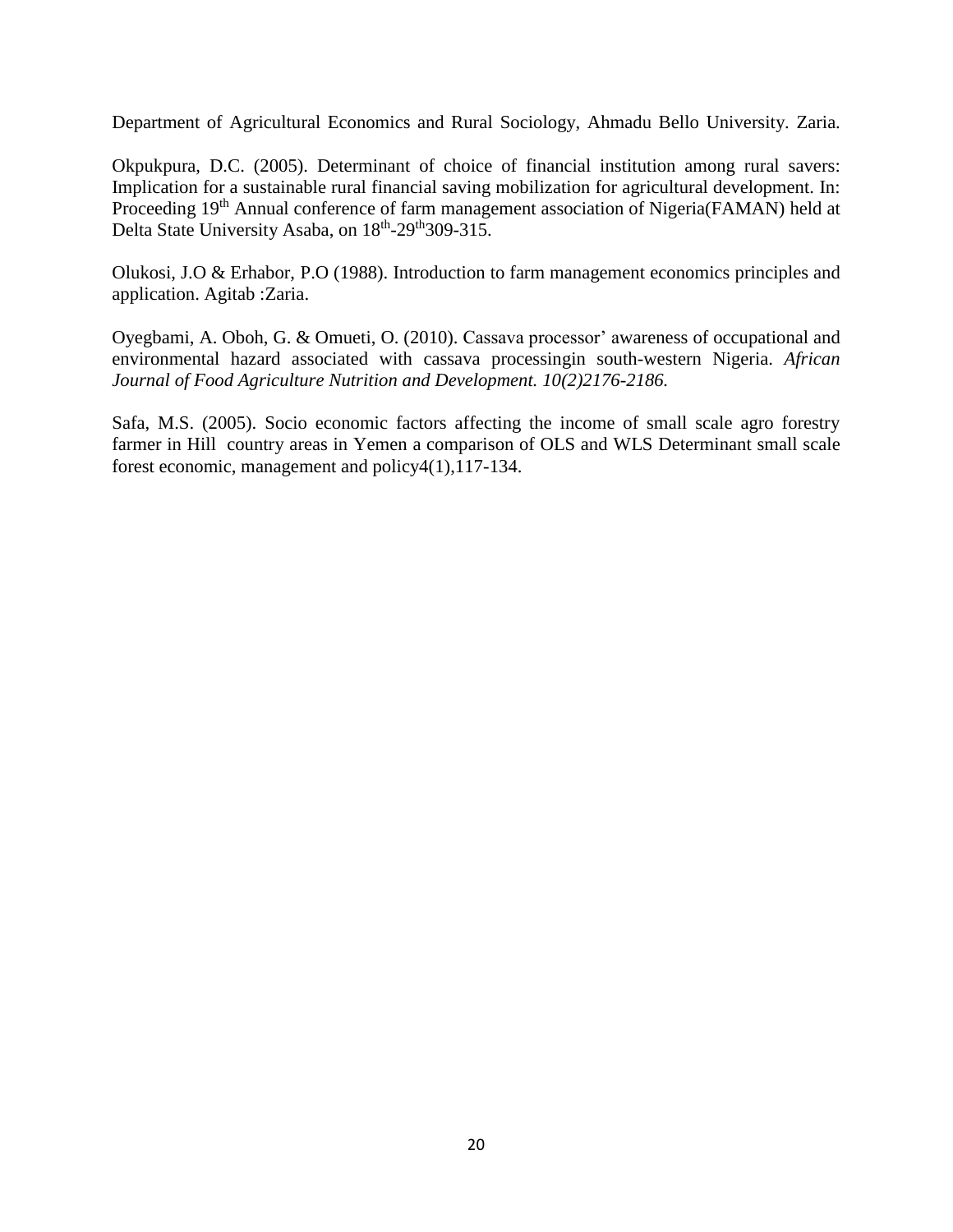Department of Agricultural Economics and Rural Sociology, Ahmadu Bello University. Zaria.

Okpukpura, D.C. (2005). Determinant of choice of financial institution among rural savers: Implication for a sustainable rural financial saving mobilization for agricultural development. In: Proceeding 19th Annual conference of farm management association of Nigeria(FAMAN) held at Delta State University Asaba, on 18th-29th309-315.

Olukosi, J.O & Erhabor, P.O (1988). Introduction to farm management economics principles and application. Agitab :Zaria.

Oyegbami, A. Oboh, G. & Omueti, O. (2010). Cassava processor' awareness of occupational and environmental hazard associated with cassava processingin south-western Nigeria. *African Journal of Food Agriculture Nutrition and Development. 10(2)2176-2186.*

Safa, M.S. (2005). Socio economic factors affecting the income of small scale agro forestry farmer in Hill country areas in Yemen a comparison of OLS and WLS Determinant small scale forest economic, management and policy4(1),117-134.